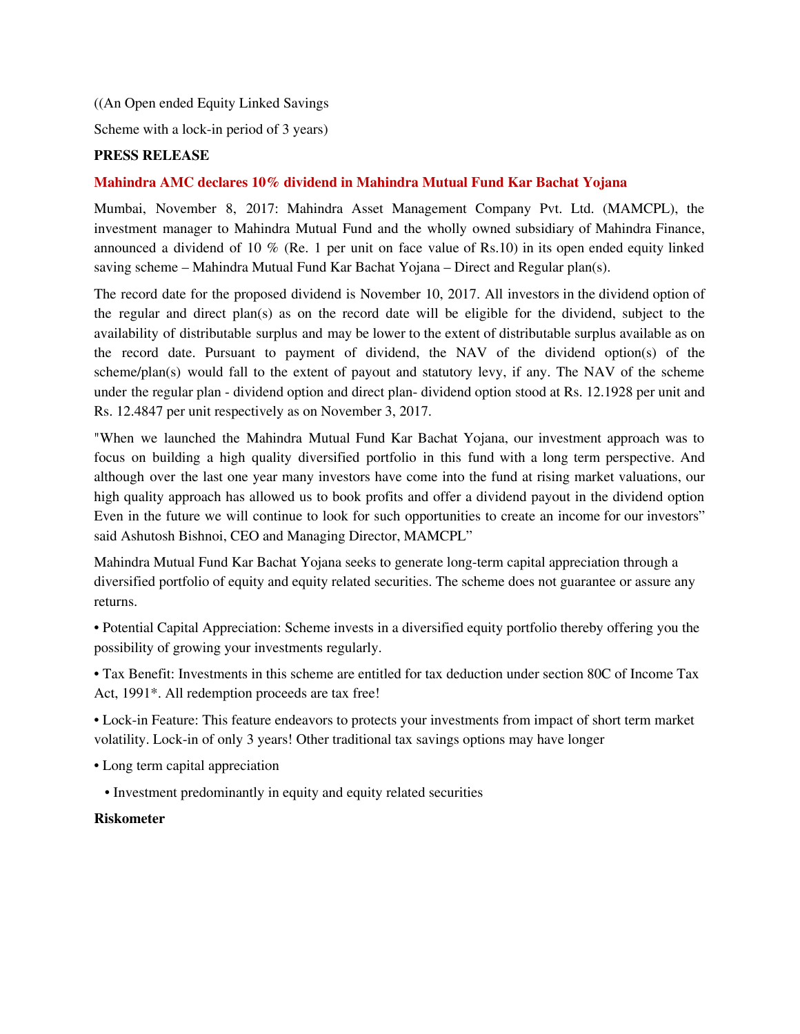((An Open ended Equity Linked Savings

Scheme with a lock-in period of 3 years)

**PRESS RELEASE**

**Mahindra AMC declares 10% dividend in Mahindra Mutual Fund Kar Bachat Yojana**

Mumbai, November 8, 2017: Mahindra Asset Management Company Pvt. Ltd. (MAMCPL), the investment manager to Mahindra Mutual Fund and the wholly owned subsidiary of Mahindra Finance, announced a dividend of 10 % (Re. 1 per unit on face value of Rs.10) in its open ended equity linked saving scheme – Mahindra Mutual Fund Kar Bachat Yojana – Direct and Regular plan(s).

The record date for the proposed dividend is November 10, 2017. All investors in the dividend option of the regular and direct plan(s) as on the record date will be eligible for the dividend, subject to the availability of distributable surplus and may be lower to the extent of distributable surplus available as on the record date. Pursuant to payment of dividend, the NAV of the dividend option(s) of the scheme/plan(s) would fall to the extent of payout and statutory levy, if any. The NAV of the scheme under the regular plan - dividend option and direct plan- dividend option stood at Rs. 12.1928 per unit and Rs. 12.4847 per unit respectively as on November 3, 2017.

"When we launched the Mahindra Mutual Fund Kar Bachat Yojana, our investment approach was to focus on building a high quality diversified portfolio in this fund with a long term perspective. And although over the last one year many investors have come into the fund at rising market valuations, our high quality approach has allowed us to book profits and offer a dividend payout in the dividend option Even in the future we will continue to look for such opportunities to create an income for our investors" said Ashutosh Bishnoi, CEO and Managing Director, MAMCPL"

Mahindra Mutual Fund Kar Bachat Yojana seeks to generate long-term capital appreciation through a diversified portfolio of equity and equity related securities. The scheme does not guarantee or assure any returns.

- Potential Capital Appreciation: Scheme invests in a diversified equity portfolio thereby offering you the possibility of growing your investments regularly.
- Tax Benefit: Investments in this scheme are entitled for tax deduction under section 80C of Income Tax Act, 1991*. All redemption proceeds are tax free!
- Lock-in Feature: This feature endeavors to protects your investments from impact of short term market volatility. Lock-in of only 3 years! Other traditional tax savings options may have longer
- Long term capital appreciation
- Investment predominantly in equity and equity related securities

**Riskometer**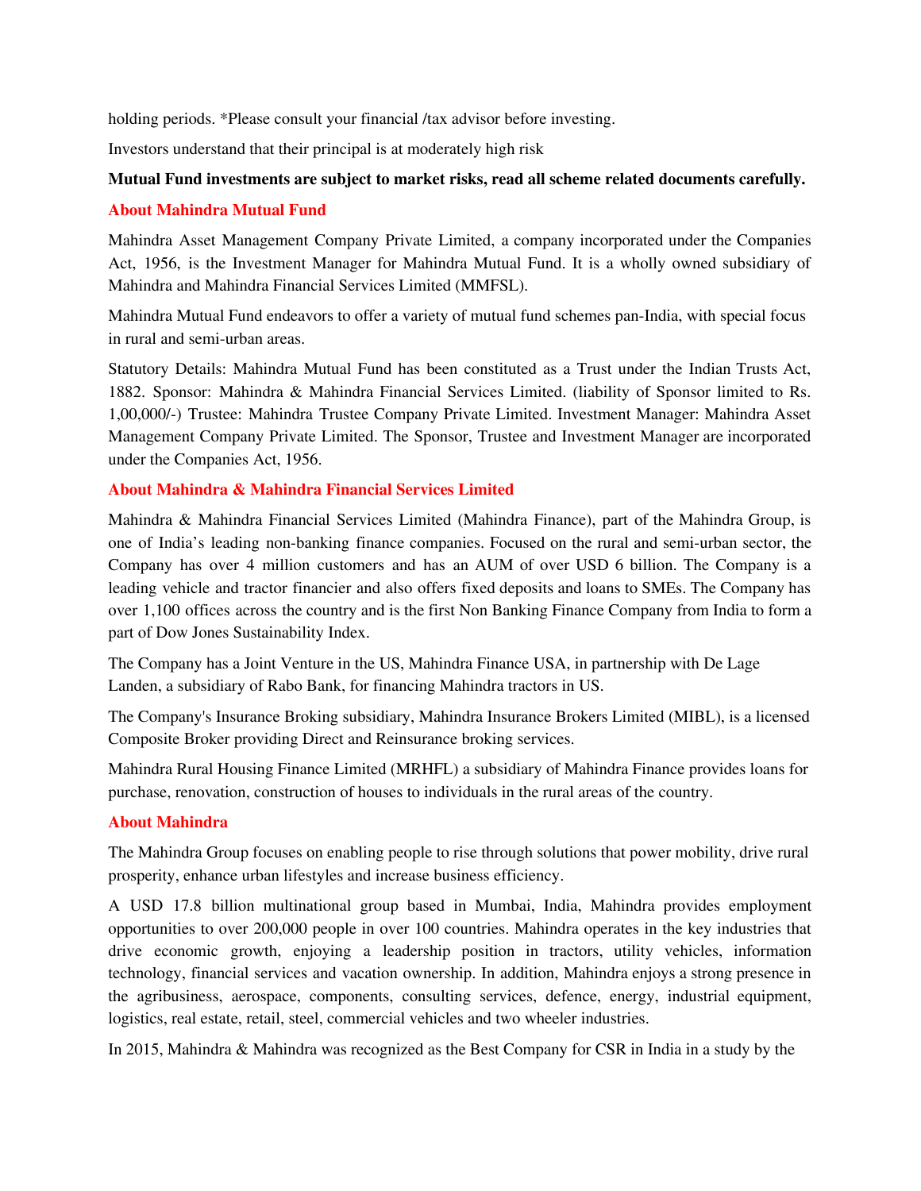holding periods. *Please consult your financial /tax advisor before investing.

Investors understand that their principal is at moderately high risk

**Mutual Fund investments are subject to market risks, read all scheme related documents carefully.**

## About Mahindra Mutual Fund

Mahindra Asset Management Company Private Limited, a company incorporated under the Companies Act, 1956, is the Investment Manager for Mahindra Mutual Fund. It is a wholly owned subsidiary of Mahindra and Mahindra Financial Services Limited (MMFSL).

Mahindra Mutual Fund endeavors to offer a variety of mutual fund schemes pan-India, with special focus in rural and semi-urban areas.

Statutory Details: Mahindra Mutual Fund has been constituted as a Trust under the Indian Trusts Act, 1882. Sponsor: Mahindra & Mahindra Financial Services Limited. (liability of Sponsor limited to Rs. 1,00,000/-) Trustee: Mahindra Trustee Company Private Limited. Investment Manager: Mahindra Asset Management Company Private Limited. The Sponsor, Trustee and Investment Manager are incorporated under the Companies Act, 1956.

## About Mahindra & Mahindra Financial Services Limited

Mahindra & Mahindra Financial Services Limited (Mahindra Finance), part of the Mahindra Group, is one of India's leading non-banking finance companies. Focused on the rural and semi-urban sector, the Company has over 4 million customers and has an AUM of over USD 6 billion. The Company is a leading vehicle and tractor financier and also offers fixed deposits and loans to SMEs. The Company has over 1,100 offices across the country and is the first Non Banking Finance Company from India to form a part of Dow Jones Sustainability Index.

The Company has a Joint Venture in the US, Mahindra Finance USA, in partnership with De Lage Landen, a subsidiary of Rabo Bank, for financing Mahindra tractors in US.

The Company's Insurance Broking subsidiary, Mahindra Insurance Brokers Limited (MIBL), is a licensed Composite Broker providing Direct and Reinsurance broking services.

Mahindra Rural Housing Finance Limited (MRHFL) a subsidiary of Mahindra Finance provides loans for purchase, renovation, construction of houses to individuals in the rural areas of the country.

## About Mahindra

The Mahindra Group focuses on enabling people to rise through solutions that power mobility, drive rural prosperity, enhance urban lifestyles and increase business efficiency.

A USD 17.8 billion multinational group based in Mumbai, India, Mahindra provides employment opportunities to over 200,000 people in over 100 countries. Mahindra operates in the key industries that drive economic growth, enjoying a leadership position in tractors, utility vehicles, information technology, financial services and vacation ownership. In addition, Mahindra enjoys a strong presence in the agribusiness, aerospace, components, consulting services, defence, energy, industrial equipment, logistics, real estate, retail, steel, commercial vehicles and two wheeler industries.

In 2015, Mahindra & Mahindra was recognized as the Best Company for CSR in India in a study by the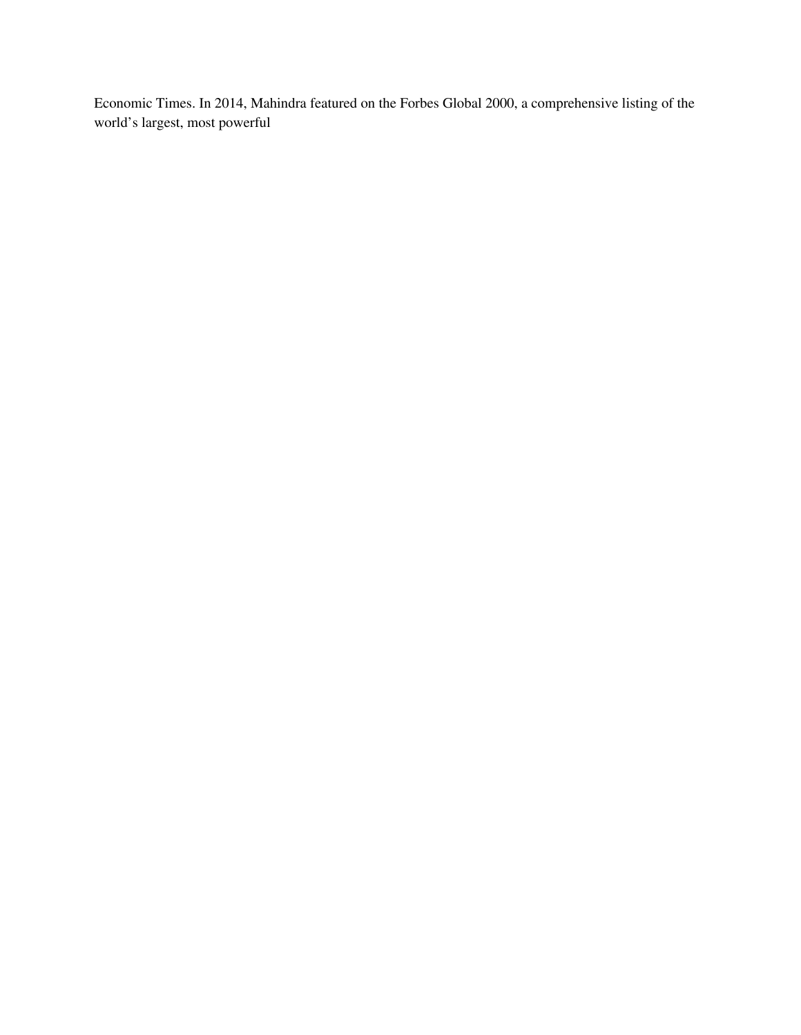Economic Times. In 2014, Mahindra featured on the Forbes Global 2000, a comprehensive listing of the world's largest, most powerful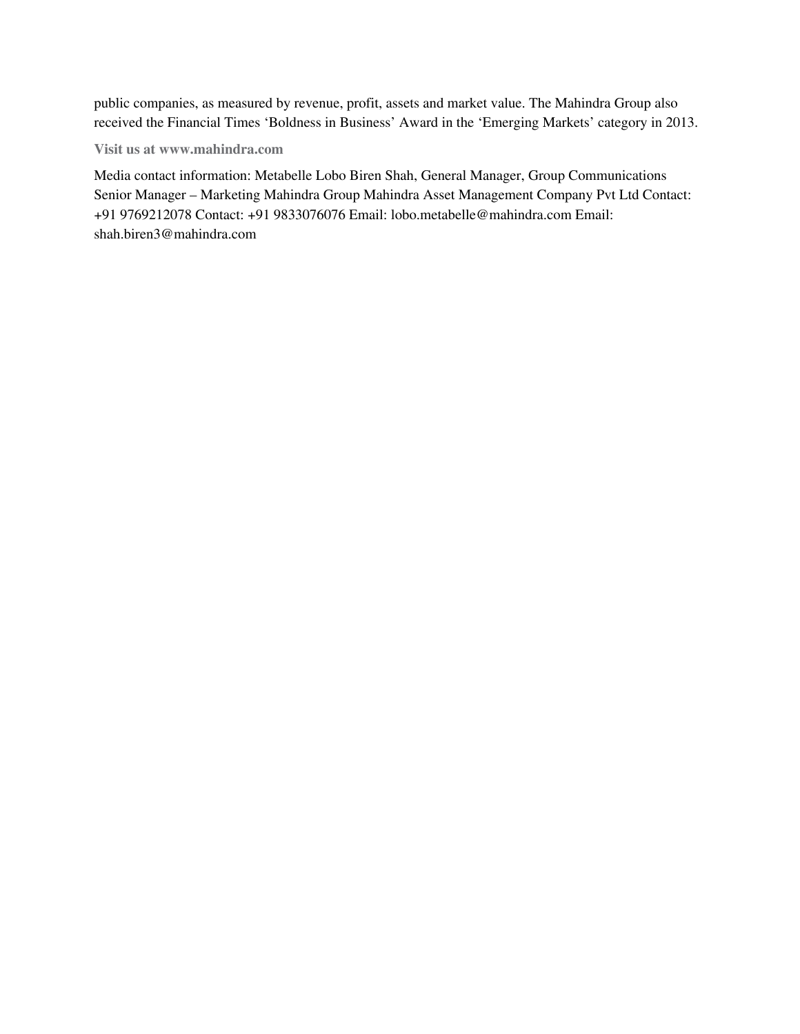public companies, as measured by revenue, profit, assets and market value. The Mahindra Group also received the Financial Times 'Boldness in Business' Award in the 'Emerging Markets' category in 2013.

**Visit us at www.mahindra.com**

Media contact information: Metabelle Lobo Biren Shah, General Manager, Group Communications Senior Manager – Marketing Mahindra Group Mahindra Asset Management Company Pvt Ltd Contact: +91 9769212078 Contact: +91 9833076076 Email: lobo.metabelle@mahindra.com Email: shah.biren3@mahindra.com